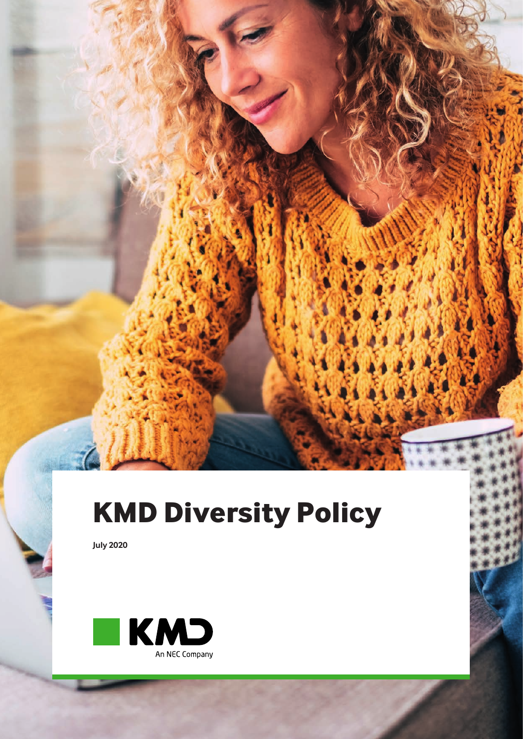# KMD Diversity Policy

**July 2020**

KMD

An NEC Company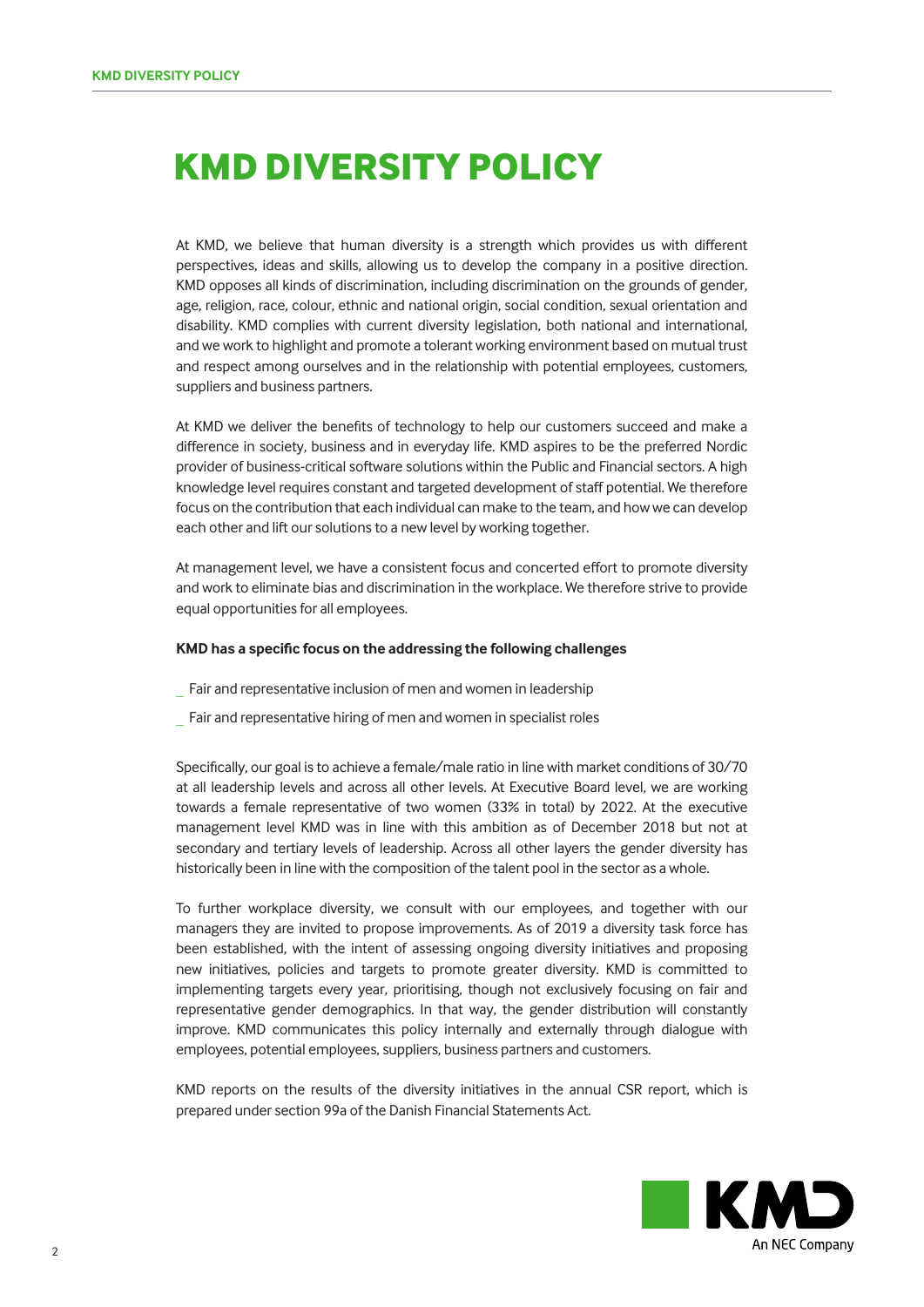# KMD DIVERSITY POLICY

At KMD, we believe that human diversity is a strength which provides us with different perspectives, ideas and skills, allowing us to develop the company in a positive direction. KMD opposes all kinds of discrimination, including discrimination on the grounds of gender, age, religion, race, colour, ethnic and national origin, social condition, sexual orientation and disability. KMD complies with current diversity legislation, both national and international, and we work to highlight and promote a tolerant working environment based on mutual trust and respect among ourselves and in the relationship with potential employees, customers, suppliers and business partners.

At KMD we deliver the benefits of technology to help our customers succeed and make a difference in society, business and in everyday life. KMD aspires to be the preferred Nordic provider of business-critical software solutions within the Public and Financial sectors. A high knowledge level requires constant and targeted development of staff potential. We therefore focus on the contribution that each individual can make to the team, and how we can develop each other and lift our solutions to a new level by working together.

At management level, we have a consistent focus and concerted effort to promote diversity and work to eliminate bias and discrimination in the workplace. We therefore strive to provide equal opportunities for all employees.

**KMD has a specific focus on the addressing the following challenges**

- Fair and representative inclusion of men and women in leadership
- Fair and representative hiring of men and women in specialist roles

Specifically, our goal is to achieve a female/male ratio in line with market conditions of 30/70 at all leadership levels and across all other levels. At Executive Board level, we are working towards a female representative of two women (33% in total) by 2022. At the executive management level KMD was in line with this ambition as of December 2018 but not at secondary and tertiary levels of leadership. Across all other layers the gender diversity has historically been in line with the composition of the talent pool in the sector as a whole.

To further workplace diversity, we consult with our employees, and together with our managers they are invited to propose improvements. As of 2019 a diversity task force has been established, with the intent of assessing ongoing diversity initiatives and proposing new initiatives, policies and targets to promote greater diversity. KMD is committed to implementing targets every year, prioritising, though not exclusively focusing on fair and representative gender demographics. In that way, the gender distribution will constantly improve. KMD communicates this policy internally and externally through dialogue with employees, potential employees, suppliers, business partners and customers.

KMD reports on the results of the diversity initiatives in the annual CSR report, which is prepared under section 99a of the Danish Financial Statements Act.

KMD
An NEC Company